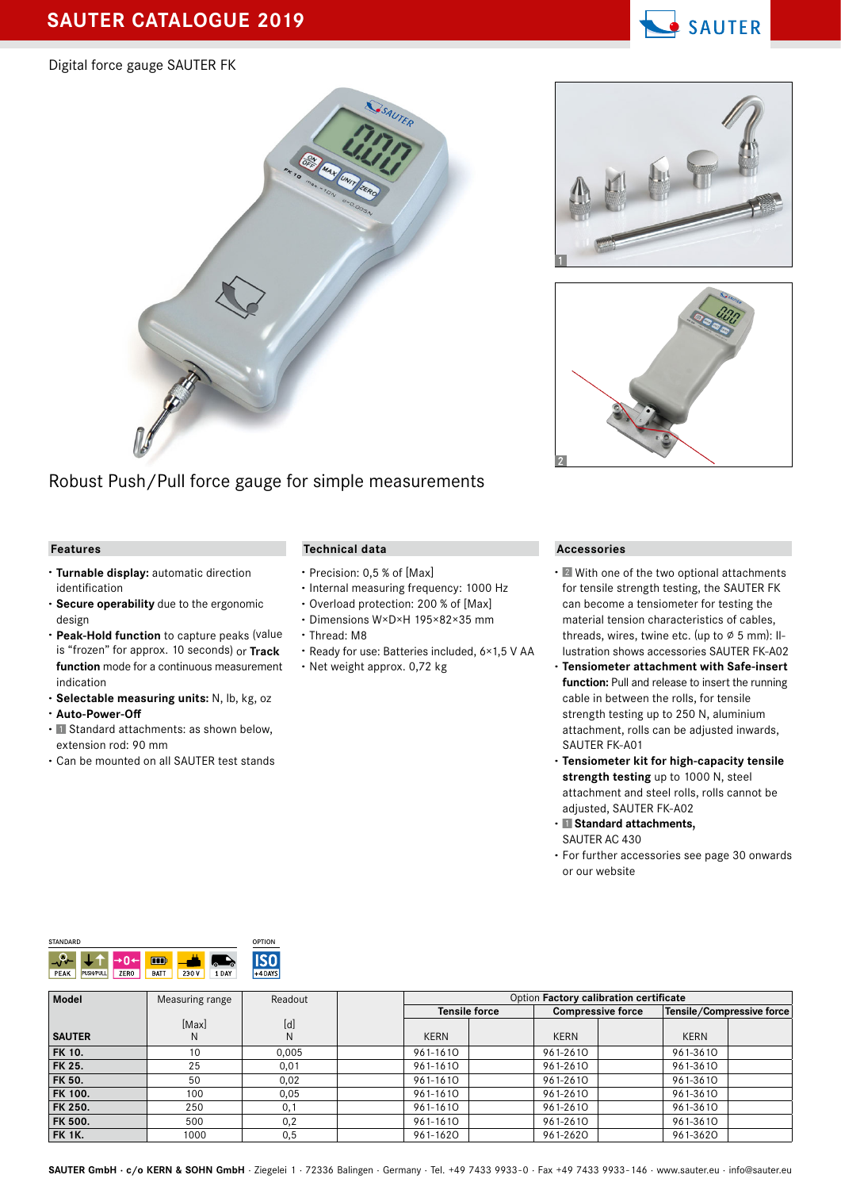Digital force gauge SAUTER FK

Robust Push/Pull force gauge for simple measurements

## Features

- **Turnable display:** automatic direction identification
- **Secure operability** due to the ergonomic design
- **Peak-Hold function** to capture peaks (value is "frozen" for approx. 10 seconds) or **Track function** mode for a continuous measurement indication
- **Selectable measuring units:** N, lb, kg, oz
- **Auto-Power-Off**
- 1 Standard attachments: as shown below, extension rod: 90 mm
- Can be mounted on all SAUTER test stands

## Technical data

- Precision: 0,5 % of [Max]
- Internal measuring frequency: 1000 Hz
- Dimensions W×D×H 195×82×35 mm
- Thread: M8
- Ready for use: Batteries included, 6×1,5 V AA
- Net weight approx. 0,72 kg

## Accessories

- 2 With one of the two optional attachments for tensile strength testing, the SAUTER FK can become a tensiometer for testing the material tension characteristics of cables, threads, wires, twine etc. (up to ⌀ 5 mm): Illustration shows accessories SAUTER FK-A02
- **Tensiometer attachment with Safe-insert function:** Pull and release to insert the running cable in between the rolls, for tensile strength testing up to 250 N, aluminium attachment, rolls can be adjusted inwards, SAUTER FK-A01
- **Tensiometer kit for high-capacity tensile strength testing** up to 1000 N, steel attachment and steel rolls, rolls cannot be adjusted, SAUTER FK-A02
- 1 **Standard attachments,** SAUTER AC 430
- For further accessories see page 30 onwards or our website

STANDARD: PEAK, PUSH/PULL, ZERO, BATT, 230 V, 1 DAY

OPTION: ISO +4 DAYS

| Model | Measuring range | Readout | | Option Factory calibration certificate | | | | | |
|---|---|---|---|---|---|---|---|---|---|
| | | | | Tensile force | | Compressive force | | Tensile/Compressive force | |
| SAUTER | [Max] N | [d] N | | KERN | | KERN | | KERN | |
| **FK 10.** | 10 | 0,005 | | 961-161O | | 961-261O | | 961-361O | |
| **FK 25.** | 25 | 0,01 | | 961-161O | | 961-261O | | 961-361O | |
| **FK 50.** | 50 | 0,02 | | 961-161O | | 961-261O | | 961-361O | |
| **FK 100.** | 100 | 0,05 | | 961-161O | | 961-261O | | 961-361O | |
| **FK 250.** | 250 | 0,1 | | 961-161O | | 961-261O | | 961-361O | |
| **FK 500.** | 500 | 0,2 | | 961-161O | | 961-261O | | 961-361O | |
| **FK 1K.** | 1000 | 0,5 | | 961-162O | | 961-262O | | 961-362O | |

**SAUTER GmbH · c/o KERN & SOHN GmbH** · Ziegelei 1 · 72336 Balingen · Germany · Tel. +49 7433 9933-0 · Fax +49 7433 9933-146 · www.sauter.eu · info@sauter.eu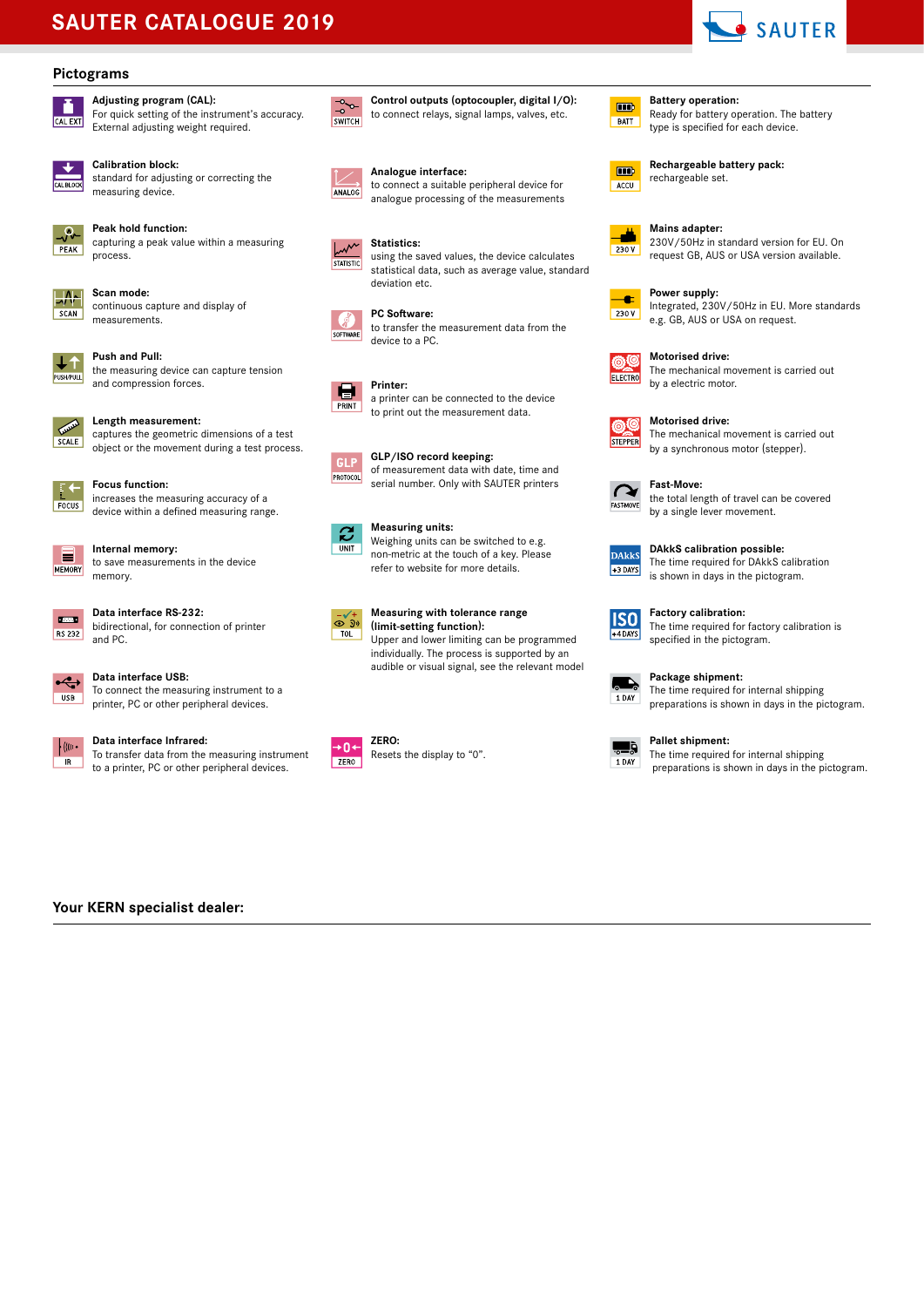## Pictograms

**Adjusting program (CAL):**
For quick setting of the instrument's accuracy. External adjusting weight required.

**Calibration block:**
standard for adjusting or correcting the measuring device.

**Peak hold function:**
capturing a peak value within a measuring process.

**Scan mode:**
continuous capture and display of measurements.

**Push and Pull:**
the measuring device can capture tension and compression forces.

**Length measurement:**
captures the geometric dimensions of a test object or the movement during a test process.

**Focus function:**
increases the measuring accuracy of a device within a defined measuring range.

**Internal memory:**
to save measurements in the device memory.

**Data interface RS-232:**
bidirectional, for connection of printer and PC.

**Data interface USB:**
To connect the measuring instrument to a printer, PC or other peripheral devices.

**Data interface Infrared:**
To transfer data from the measuring instrument to a printer, PC or other peripheral devices.

**Control outputs (optocoupler, digital I/O):**
to connect relays, signal lamps, valves, etc.

**Analogue interface:**
to connect a suitable peripheral device for analogue processing of the measurements

**Statistics:**
using the saved values, the device calculates statistical data, such as average value, standard deviation etc.

**PC Software:**
to transfer the measurement data from the device to a PC.

**Printer:**
a printer can be connected to the device to print out the measurement data.

**GLP/ISO record keeping:**
of measurement data with date, time and serial number. Only with SAUTER printers

**Measuring units:**
Weighing units can be switched to e.g. non-metric at the touch of a key. Please refer to website for more details.

**Measuring with tolerance range (limit-setting function):**
Upper and lower limiting can be programmed individually. The process is supported by an audible or visual signal, see the relevant model

**ZERO:**
Resets the display to "0".

**Battery operation:**
Ready for battery operation. The battery type is specified for each device.

**Rechargeable battery pack:**
rechargeable set.

**Mains adapter:**
230V/50Hz in standard version for EU. On request GB, AUS or USA version available.

**Power supply:**
Integrated, 230V/50Hz in EU. More standards e.g. GB, AUS or USA on request.

**Motorised drive:**
The mechanical movement is carried out by a electric motor.

**Motorised drive:**
The mechanical movement is carried out by a synchronous motor (stepper).

**Fast-Move:**
the total length of travel can be covered by a single lever movement.

**DAkkS calibration possible:**
The time required for DAkkS calibration is shown in days in the pictogram.

**Factory calibration:**
The time required for factory calibration is specified in the pictogram.

**Package shipment:**
The time required for internal shipping preparations is shown in days in the pictogram.

**Pallet shipment:**
The time required for internal shipping preparations is shown in days in the pictogram.

**Your KERN specialist dealer:**